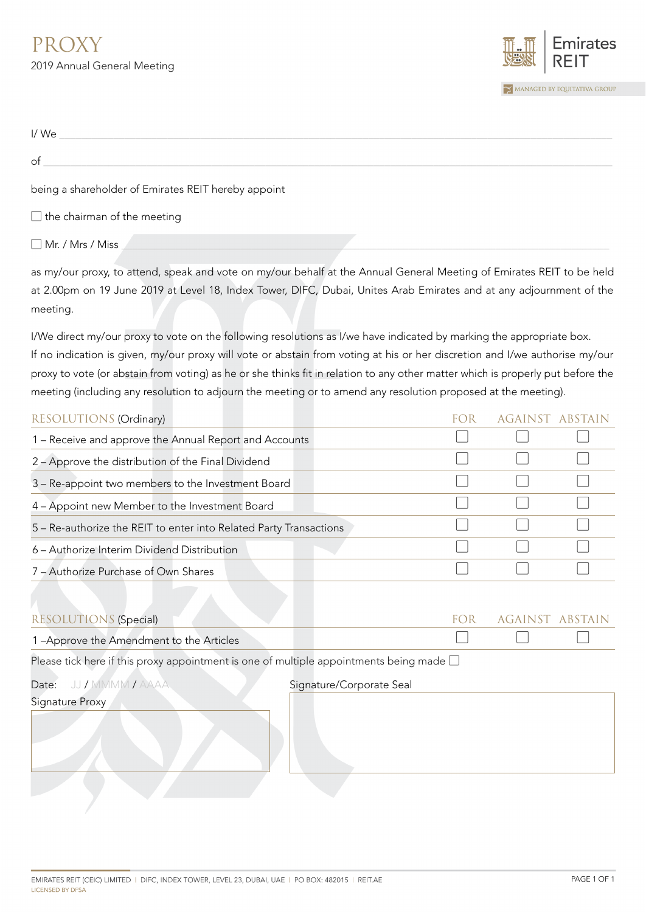# PROXY

2019 Annual General Meeting

Emirates REIT

MANAGED BY EQUITATIVA GROUP

I/ We ______________________________________________

of ______________________________________________

being a shareholder of Emirates REIT hereby appoint

☐ the chairman of the meeting

☐ Mr. / Mrs / Miss ______________________________________________

as my/our proxy, to attend, speak and vote on my/our behalf at the Annual General Meeting of Emirates REIT to be held at 2.00pm on 19 June 2019 at Level 18, Index Tower, DIFC, Dubai, Unites Arab Emirates and at any adjournment of the meeting.

I/We direct my/our proxy to vote on the following resolutions as I/we have indicated by marking the appropriate box.
If no indication is given, my/our proxy will vote or abstain from voting at his or her discretion and I/we authorise my/our proxy to vote (or abstain from voting) as he or she thinks fit in relation to any other matter which is properly put before the meeting (including any resolution to adjourn the meeting or to amend any resolution proposed at the meeting).

| RESOLUTIONS (Ordinary) | FOR | AGAINST | ABSTAIN |
|---|---|---|---|
| 1 – Receive and approve the Annual Report and Accounts | ☐ | ☐ | ☐ |
| 2 – Approve the distribution of the Final Dividend | ☐ | ☐ | ☐ |
| 3 – Re-appoint two members to the Investment Board | ☐ | ☐ | ☐ |
| 4 – Appoint new Member to the Investment Board | ☐ | ☐ | ☐ |
| 5 – Re-authorize the REIT to enter into Related Party Transactions | ☐ | ☐ | ☐ |
| 6 – Authorize Interim Dividend Distribution | ☐ | ☐ | ☐ |
| 7 – Authorize Purchase of Own Shares | ☐ | ☐ | ☐ |

| RESOLUTIONS (Special) | FOR | AGAINST | ABSTAIN |
|---|---|---|---|
| 1 –Approve the Amendment to the Articles | ☐ | ☐ | ☐ |

Please tick here if this proxy appointment is one of multiple appointments being made ☐

Date: JJ / MMMM / AAAA

Signature Proxy

Signature/Corporate Seal

EMIRATES REIT (CEIC) LIMITED | DIFC, INDEX TOWER, LEVEL 23, DUBAI, UAE | PO BOX: 482015 | REIT.AE
LICENSED BY DFSA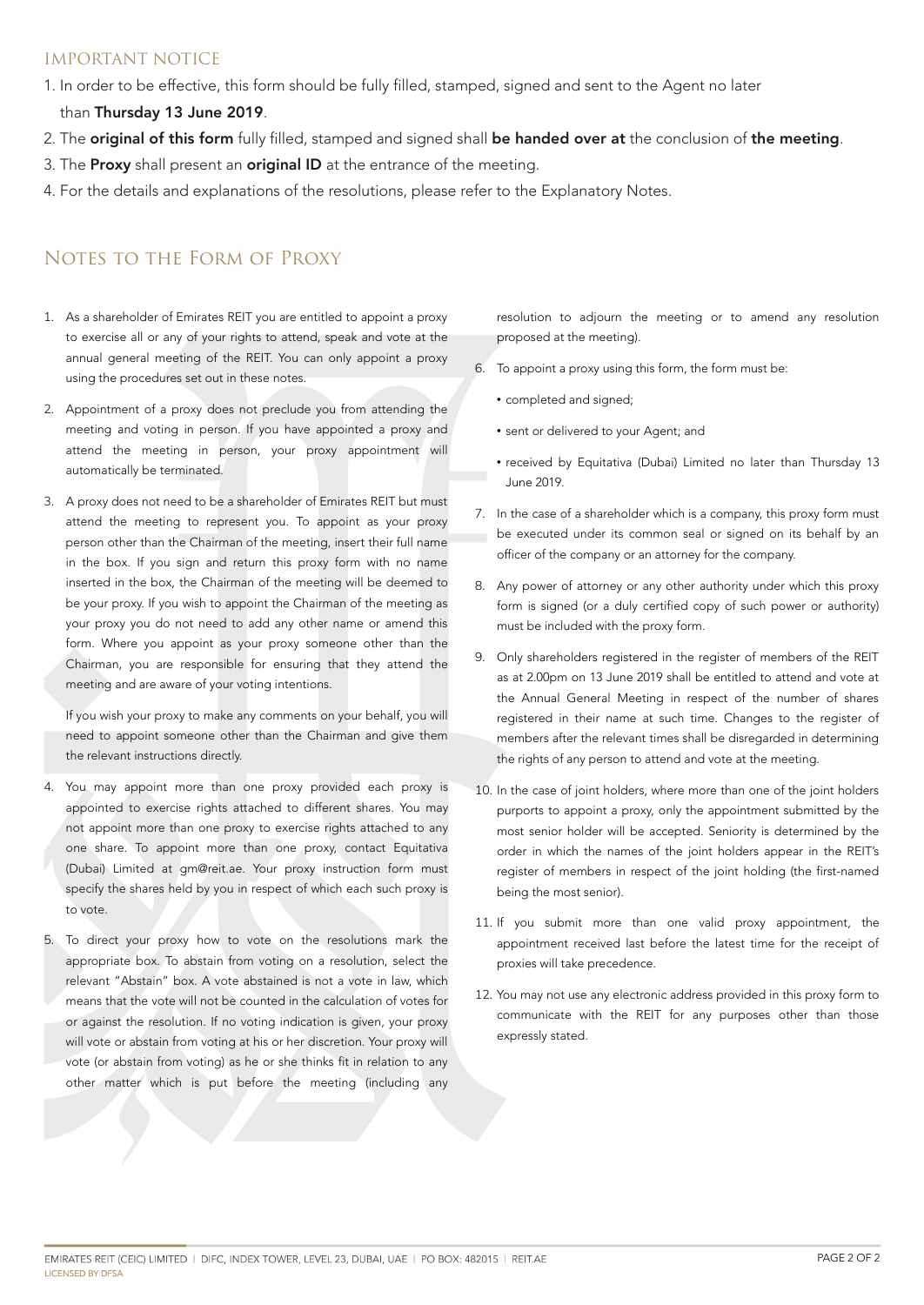## IMPORTANT NOTICE

1. In order to be effective, this form should be fully filled, stamped, signed and sent to the Agent no later than **Thursday 13 June 2019**.
2. The **original of this form** fully filled, stamped and signed shall **be handed over at** the conclusion of **the meeting**.
3. The **Proxy** shall present an **original ID** at the entrance of the meeting.
4. For the details and explanations of the resolutions, please refer to the Explanatory Notes.

## NOTES TO THE FORM OF PROXY

1. As a shareholder of Emirates REIT you are entitled to appoint a proxy to exercise all or any of your rights to attend, speak and vote at the annual general meeting of the REIT. You can only appoint a proxy using the procedures set out in these notes.
2. Appointment of a proxy does not preclude you from attending the meeting and voting in person. If you have appointed a proxy and attend the meeting in person, your proxy appointment will automatically be terminated.
3. A proxy does not need to be a shareholder of Emirates REIT but must attend the meeting to represent you. To appoint as your proxy person other than the Chairman of the meeting, insert their full name in the box. If you sign and return this proxy form with no name inserted in the box, the Chairman of the meeting will be deemed to be your proxy. If you wish to appoint the Chairman of the meeting as your proxy you do not need to add any other name or amend this form. Where you appoint as your proxy someone other than the Chairman, you are responsible for ensuring that they attend the meeting and are aware of your voting intentions.

   If you wish your proxy to make any comments on your behalf, you will need to appoint someone other than the Chairman and give them the relevant instructions directly.
4. You may appoint more than one proxy provided each proxy is appointed to exercise rights attached to different shares. You may not appoint more than one proxy to exercise rights attached to any one share. To appoint more than one proxy, contact Equitativa (Dubai) Limited at gm@reit.ae. Your proxy instruction form must specify the shares held by you in respect of which each such proxy is to vote.
5. To direct your proxy how to vote on the resolutions mark the appropriate box. To abstain from voting on a resolution, select the relevant "Abstain" box. A vote abstained is not a vote in law, which means that the vote will not be counted in the calculation of votes for or against the resolution. If no voting indication is given, your proxy will vote or abstain from voting at his or her discretion. Your proxy will vote (or abstain from voting) as he or she thinks fit in relation to any other matter which is put before the meeting (including any resolution to adjourn the meeting or to amend any resolution proposed at the meeting).
6. To appoint a proxy using this form, the form must be:
   - completed and signed;
   - sent or delivered to your Agent; and
   - received by Equitativa (Dubai) Limited no later than Thursday 13 June 2019.
7. In the case of a shareholder which is a company, this proxy form must be executed under its common seal or signed on its behalf by an officer of the company or an attorney for the company.
8. Any power of attorney or any other authority under which this proxy form is signed (or a duly certified copy of such power or authority) must be included with the proxy form.
9. Only shareholders registered in the register of members of the REIT as at 2.00pm on 13 June 2019 shall be entitled to attend and vote at the Annual General Meeting in respect of the number of shares registered in their name at such time. Changes to the register of members after the relevant times shall be disregarded in determining the rights of any person to attend and vote at the meeting.
10. In the case of joint holders, where more than one of the joint holders purports to appoint a proxy, only the appointment submitted by the most senior holder will be accepted. Seniority is determined by the order in which the names of the joint holders appear in the REIT's register of members in respect of the joint holding (the first-named being the most senior).
11. If you submit more than one valid proxy appointment, the appointment received last before the latest time for the receipt of proxies will take precedence.
12. You may not use any electronic address provided in this proxy form to communicate with the REIT for any purposes other than those expressly stated.

EMIRATES REIT (CEIC) LIMITED | DIFC, INDEX TOWER, LEVEL 23, DUBAI, UAE | PO BOX: 482015 | REIT.AE
LICENSED BY DFSA